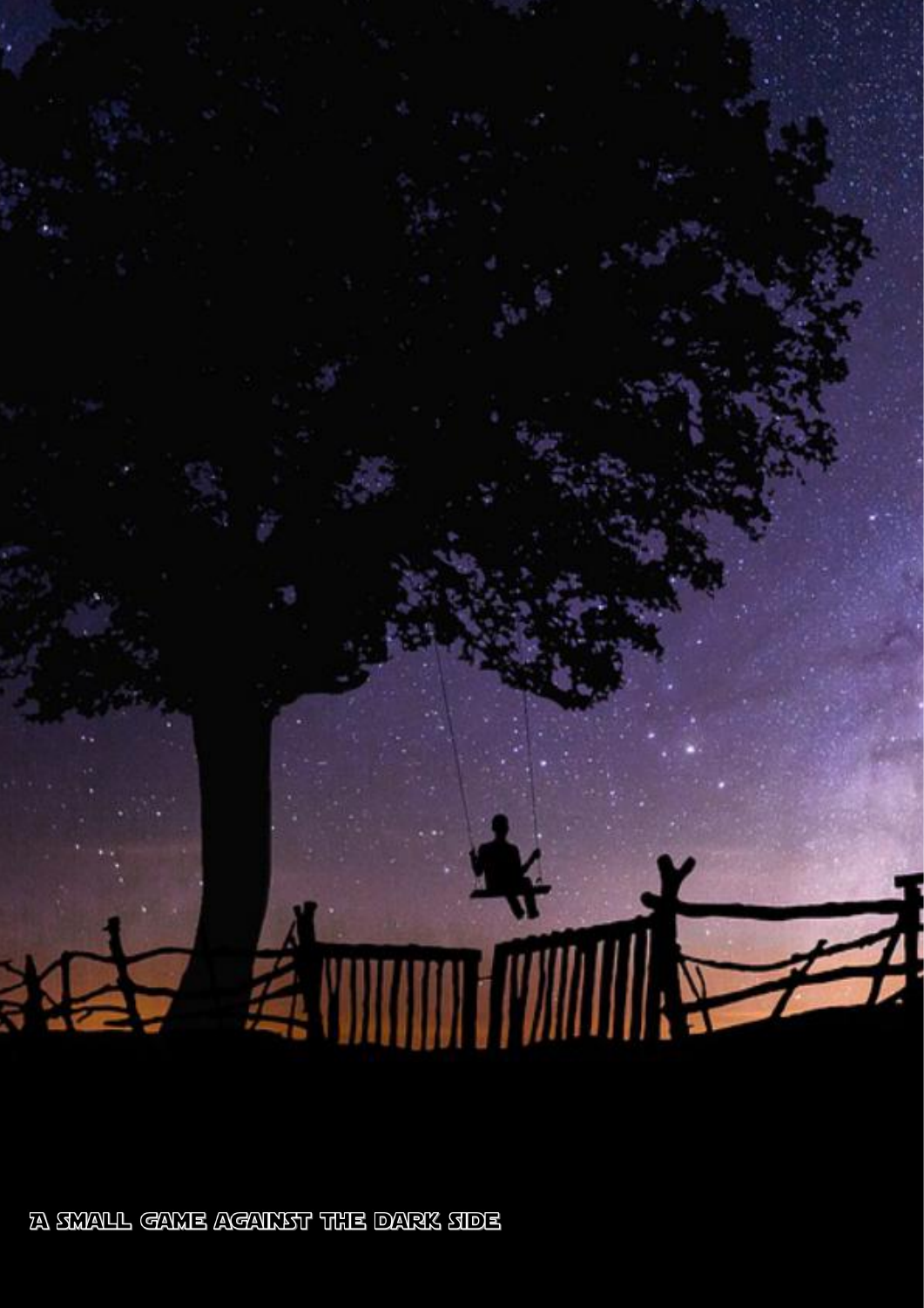A SMALL GAME AGAINST THE DARK SIDE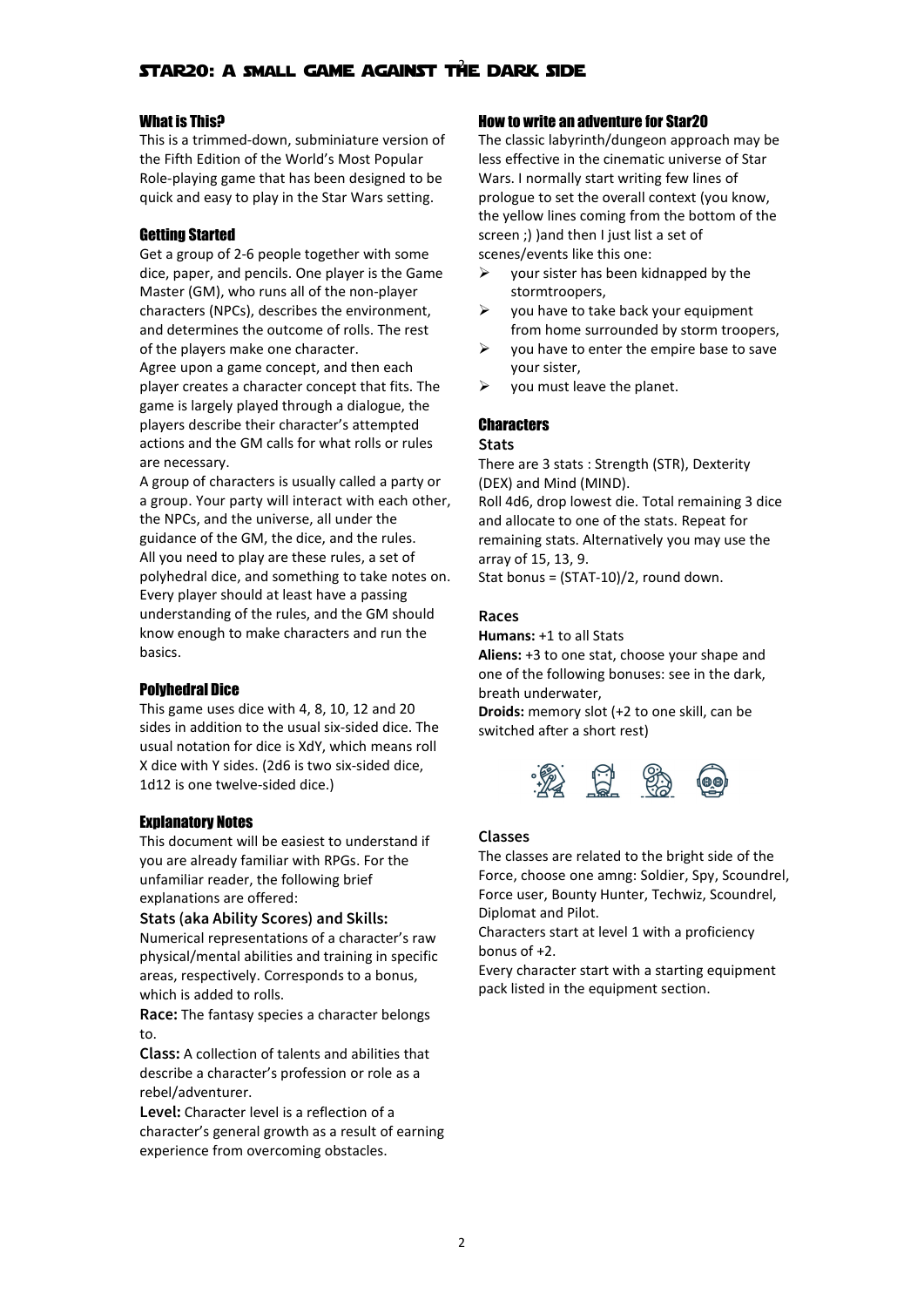## What is This?

This is a trimmed-down, subminiature version of the Fifth Edition of the World's Most Popular Role-playing game that has been designed to be quick and easy to play in the Star Wars setting.

## Getting Started

Get a group of 2-6 people together with some dice, paper, and pencils. One player is the Game Master (GM), who runs all of the non-player characters (NPCs), describes the environment, and determines the outcome of rolls. The rest of the players make one character.

Agree upon a game concept, and then each player creates a character concept that fits. The game is largely played through a dialogue, the players describe their character's attempted actions and the GM calls for what rolls or rules are necessary.

A group of characters is usually called a party or a group. Your party will interact with each other, the NPCs, and the universe, all under the guidance of the GM, the dice, and the rules.

All you need to play are these rules, a set of polyhedral dice, and something to take notes on. Every player should at least have a passing understanding of the rules, and the GM should know enough to make characters and run the basics.

## Polyhedral Dice

This game uses dice with 4, 8, 10, 12 and 20 sides in addition to the usual six-sided dice. The usual notation for dice is XdY, which means roll X dice with Y sides. (2d6 is two six-sided dice, 1d12 is one twelve-sided dice.)

## Explanatory Notes

This document will be easiest to understand if you are already familiar with RPGs. For the unfamiliar reader, the following brief explanations are offered:

**Stats (aka Ability Scores) and Skills:** Numerical representations of a character's raw physical/mental abilities and training in specific areas, respectively. Corresponds to a bonus, which is added to rolls.

**Race:** The fantasy species a character belongs to.

**Class:** A collection of talents and abilities that describe a character's profession or role as a rebel/adventurer.

**Level:** Character level is a reflection of a character's general growth as a result of earning experience from overcoming obstacles.

## How to write an adventure for Star20

The classic labyrinth/dungeon approach may be less effective in the cinematic universe of Star Wars. I normally start writing few lines of prologue to set the overall context (you know, the yellow lines coming from the bottom of the screen ;) )and then I just list a set of scenes/events like this one:

- your sister has been kidnapped by the stormtroopers,
- you have to take back your equipment from home surrounded by storm troopers,
- you have to enter the empire base to save your sister,
- you must leave the planet.

## Characters

### Stats

There are 3 stats : Strength (STR), Dexterity (DEX) and Mind (MIND).

Roll 4d6, drop lowest die. Total remaining 3 dice and allocate to one of the stats. Repeat for remaining stats. Alternatively you may use the array of 15, 13, 9.

Stat bonus = (STAT-10)/2, round down.

### Races

**Humans:** +1 to all Stats

**Aliens:** +3 to one stat, choose your shape and one of the following bonuses: see in the dark, breath underwater,

**Droids:** memory slot (+2 to one skill, can be switched after a short rest)

### Classes

The classes are related to the bright side of the Force, choose one amng: Soldier, Spy, Scoundrel, Force user, Bounty Hunter, Techwiz, Scoundrel, Diplomat and Pilot.

Characters start at level 1 with a proficiency bonus of +2.

Every character start with a starting equipment pack listed in the equipment section.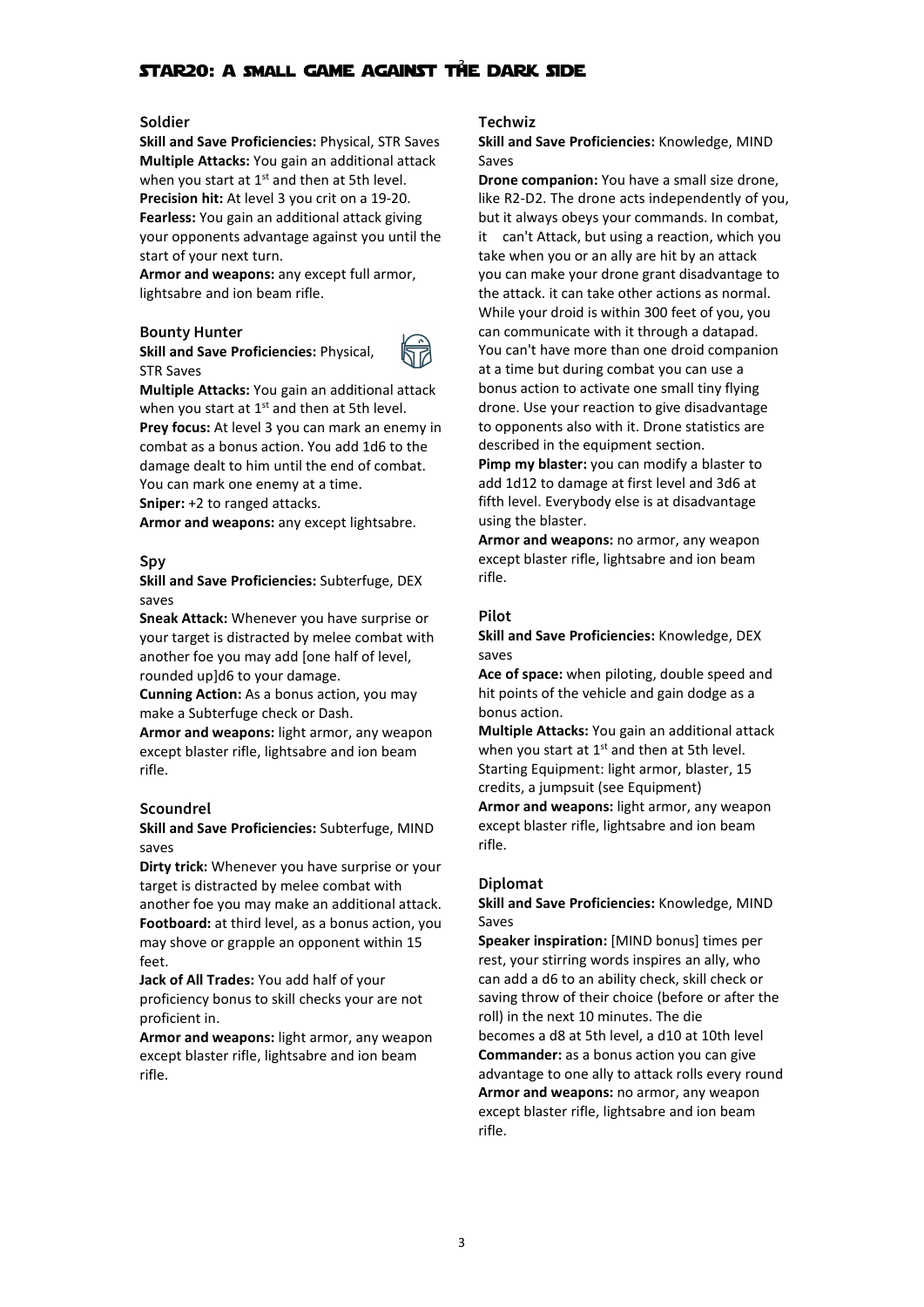### Soldier

**Skill and Save Proficiencies:** Physical, STR Saves

**Multiple Attacks:** You gain an additional attack when you start at 1st and then at 5th level.

**Precision hit:** At level 3 you crit on a 19-20.

**Fearless:** You gain an additional attack giving your opponents advantage against you until the start of your next turn.

**Armor and weapons:** any except full armor, lightsabre and ion beam rifle.

### Bounty Hunter

**Skill and Save Proficiencies:** Physical, STR Saves

**Multiple Attacks:** You gain an additional attack when you start at 1st and then at 5th level.

**Prey focus:** At level 3 you can mark an enemy in combat as a bonus action. You add 1d6 to the damage dealt to him until the end of combat. You can mark one enemy at a time.

**Sniper:** +2 to ranged attacks.

**Armor and weapons:** any except lightsabre.

### Spy

**Skill and Save Proficiencies:** Subterfuge, DEX saves

**Sneak Attack:** Whenever you have surprise or your target is distracted by melee combat with another foe you may add [one half of level, rounded up]d6 to your damage.

**Cunning Action:** As a bonus action, you may make a Subterfuge check or Dash.

**Armor and weapons:** light armor, any weapon except blaster rifle, lightsabre and ion beam rifle.

### Scoundrel

**Skill and Save Proficiencies:** Subterfuge, MIND saves

**Dirty trick:** Whenever you have surprise or your target is distracted by melee combat with another foe you may make an additional attack.

**Footboard:** at third level, as a bonus action, you may shove or grapple an opponent within 15 feet.

**Jack of All Trades:** You add half of your proficiency bonus to skill checks your are not proficient in.

**Armor and weapons:** light armor, any weapon except blaster rifle, lightsabre and ion beam rifle.

### Techwiz

**Skill and Save Proficiencies:** Knowledge, MIND Saves

**Drone companion:** You have a small size drone, like R2-D2. The drone acts independently of you, but it always obeys your commands. In combat, it can't Attack, but using a reaction, which you take when you or an ally are hit by an attack you can make your drone grant disadvantage to the attack. it can take other actions as normal. While your droid is within 300 feet of you, you can communicate with it through a datapad. You can't have more than one droid companion at a time but during combat you can use a bonus action to activate one small tiny flying drone. Use your reaction to give disadvantage to opponents also with it. Drone statistics are described in the equipment section.

**Pimp my blaster:** you can modify a blaster to add 1d12 to damage at first level and 3d6 at fifth level. Everybody else is at disadvantage using the blaster.

**Armor and weapons:** no armor, any weapon except blaster rifle, lightsabre and ion beam rifle.

### Pilot

**Skill and Save Proficiencies:** Knowledge, DEX saves

**Ace of space:** when piloting, double speed and hit points of the vehicle and gain dodge as a bonus action.

**Multiple Attacks:** You gain an additional attack when you start at 1st and then at 5th level.

Starting Equipment: light armor, blaster, 15 credits, a jumpsuit (see Equipment)

**Armor and weapons:** light armor, any weapon except blaster rifle, lightsabre and ion beam rifle.

### Diplomat

**Skill and Save Proficiencies:** Knowledge, MIND Saves

**Speaker inspiration:** [MIND bonus] times per rest, your stirring words inspires an ally, who can add a d6 to an ability check, skill check or saving throw of their choice (before or after the roll) in the next 10 minutes. The die becomes a d8 at 5th level, a d10 at 10th level

**Commander:** as a bonus action you can give advantage to one ally to attack rolls every round

**Armor and weapons:** no armor, any weapon except blaster rifle, lightsabre and ion beam rifle.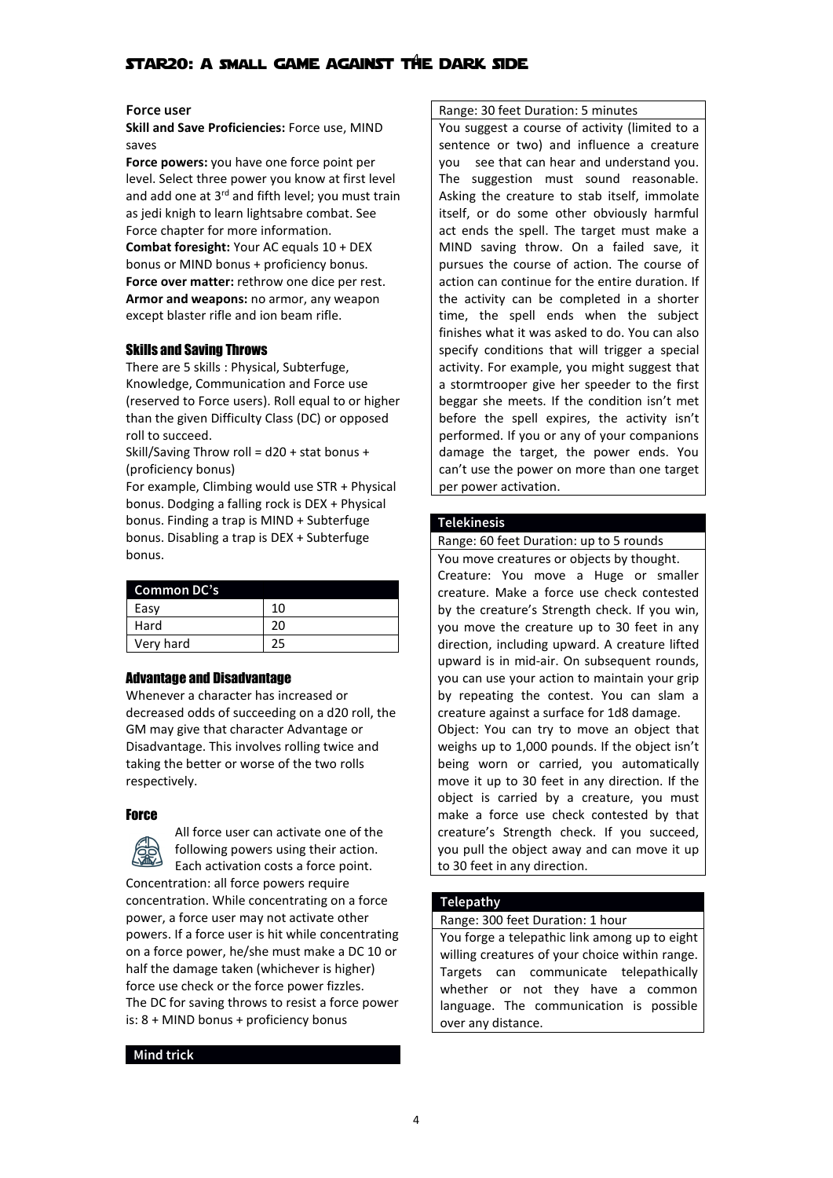### Force user

**Skill and Save Proficiencies:** Force use, MIND saves

**Force powers:** you have one force point per level. Select three power you know at first level and add one at 3rd and fifth level; you must train as jedi knigh to learn lightsabre combat. See Force chapter for more information.

**Combat foresight:** Your AC equals 10 + DEX bonus or MIND bonus + proficiency bonus.

**Force over matter:** rethrow one dice per rest.

**Armor and weapons:** no armor, any weapon except blaster rifle and ion beam rifle.

## Skills and Saving Throws

There are 5 skills : Physical, Subterfuge, Knowledge, Communication and Force use (reserved to Force users). Roll equal to or higher than the given Difficulty Class (DC) or opposed roll to succeed.

Skill/Saving Throw roll = d20 + stat bonus + (proficiency bonus)

For example, Climbing would use STR + Physical bonus. Dodging a falling rock is DEX + Physical bonus. Finding a trap is MIND + Subterfuge bonus. Disabling a trap is DEX + Subterfuge bonus.

| Common DC's | |
|---|---|
| Easy | 10 |
| Hard | 20 |
| Very hard | 25 |

## Advantage and Disadvantage

Whenever a character has increased or decreased odds of succeeding on a d20 roll, the GM may give that character Advantage or Disadvantage. This involves rolling twice and taking the better or worse of the two rolls respectively.

## Force

All force user can activate one of the following powers using their action. Each activation costs a force point.

Concentration: all force powers require concentration. While concentrating on a force power, a force user may not activate other powers. If a force user is hit while concentrating on a force power, he/she must make a DC 10 or half the damage taken (whichever is higher) force use check or the force power fizzles.

The DC for saving throws to resist a force power is: 8 + MIND bonus + proficiency bonus

### Mind trick

Range: 30 feet Duration: 5 minutes

You suggest a course of activity (limited to a sentence or two) and influence a creature you see that can hear and understand you. The suggestion must sound reasonable. Asking the creature to stab itself, immolate itself, or do some other obviously harmful act ends the spell. The target must make a MIND saving throw. On a failed save, it pursues the course of action. The course of action can continue for the entire duration. If the activity can be completed in a shorter time, the spell ends when the subject finishes what it was asked to do. You can also specify conditions that will trigger a special activity. For example, you might suggest that a stormtrooper give her speeder to the first beggar she meets. If the condition isn't met before the spell expires, the activity isn't performed. If you or any of your companions damage the target, the power ends. You can't use the power on more than one target per power activation.

### Telekinesis

Range: 60 feet Duration: up to 5 rounds

You move creatures or objects by thought.

Creature: You move a Huge or smaller creature. Make a force use check contested by the creature's Strength check. If you win, you move the creature up to 30 feet in any direction, including upward. A creature lifted upward is in mid-air. On subsequent rounds, you can use your action to maintain your grip by repeating the contest. You can slam a creature against a surface for 1d8 damage.

Object: You can try to move an object that weighs up to 1,000 pounds. If the object isn't being worn or carried, you automatically move it up to 30 feet in any direction. If the object is carried by a creature, you must make a force use check contested by that creature's Strength check. If you succeed, you pull the object away and can move it up to 30 feet in any direction.

### Telepathy

Range: 300 feet Duration: 1 hour

You forge a telepathic link among up to eight willing creatures of your choice within range. Targets can communicate telepathically whether or not they have a common language. The communication is possible over any distance.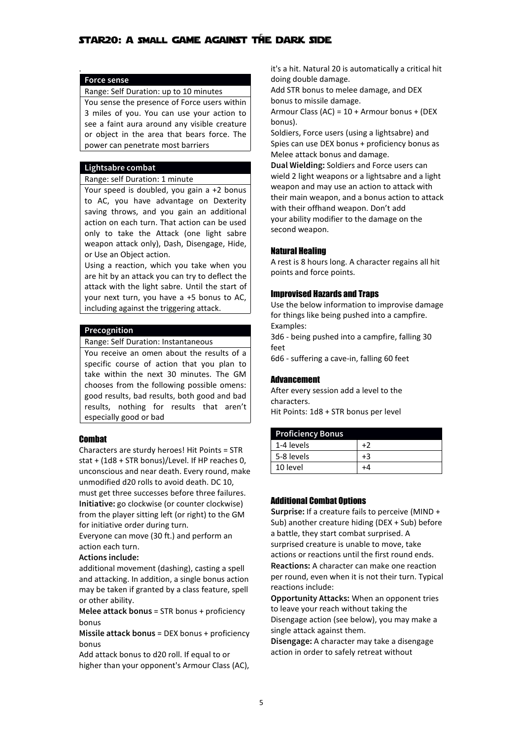### Force sense

Range: Self Duration: up to 10 minutes

You sense the presence of Force users within 3 miles of you. You can use your action to see a faint aura around any visible creature or object in the area that bears force. The power can penetrate most barriers

### Lightsabre combat

Range: self Duration: 1 minute

Your speed is doubled, you gain a +2 bonus to AC, you have advantage on Dexterity saving throws, and you gain an additional action on each turn. That action can be used only to take the Attack (one light sabre weapon attack only), Dash, Disengage, Hide, or Use an Object action.

Using a reaction, which you take when you are hit by an attack you can try to deflect the attack with the light sabre. Until the start of your next turn, you have a +5 bonus to AC, including against the triggering attack.

### Precognition

Range: Self Duration: Instantaneous

You receive an omen about the results of a specific course of action that you plan to take within the next 30 minutes. The GM chooses from the following possible omens: good results, bad results, both good and bad results, nothing for results that aren't especially good or bad

## Combat

Characters are sturdy heroes! Hit Points = STR stat + (1d8 + STR bonus)/Level. If HP reaches 0, unconscious and near death. Every round, make unmodified d20 rolls to avoid death. DC 10, must get three successes before three failures.

**Initiative:** go clockwise (or counter clockwise) from the player sitting left (or right) to the GM for initiative order during turn.

Everyone can move (30 ft.) and perform an action each turn.

**Actions include:**

additional movement (dashing), casting a spell and attacking. In addition, a single bonus action may be taken if granted by a class feature, spell or other ability.

**Melee attack bonus** = STR bonus + proficiency bonus

**Missile attack bonus** = DEX bonus + proficiency bonus

Add attack bonus to d20 roll. If equal to or higher than your opponent's Armour Class (AC), it's a hit. Natural 20 is automatically a critical hit doing double damage.

Add STR bonus to melee damage, and DEX bonus to missile damage.

Armour Class (AC) = 10 + Armour bonus + (DEX bonus).

Soldiers, Force users (using a lightsabre) and Spies can use DEX bonus + proficiency bonus as Melee attack bonus and damage.

**Dual Wielding:** Soldiers and Force users can wield 2 light weapons or a lightsabre and a light weapon and may use an action to attack with their main weapon, and a bonus action to attack with their offhand weapon. Don't add your ability modifier to the damage on the second weapon.

## Natural Healing

A rest is 8 hours long. A character regains all hit points and force points.

## Improvised Hazards and Traps

Use the below information to improvise damage for things like being pushed into a campfire. Examples:

3d6 - being pushed into a campfire, falling 30 feet

6d6 - suffering a cave-in, falling 60 feet

## Advancement

After every session add a level to the characters.

Hit Points: 1d8 + STR bonus per level

| Proficiency Bonus | |
|---|---|
| 1-4 levels | +2 |
| 5-8 levels | +3 |
| 10 level | +4 |

## Additional Combat Options

**Surprise:** If a creature fails to perceive (MIND + Sub) another creature hiding (DEX + Sub) before a battle, they start combat surprised. A surprised creature is unable to move, take actions or reactions until the first round ends.

**Reactions:** A character can make one reaction per round, even when it is not their turn. Typical reactions include:

**Opportunity Attacks:** When an opponent tries to leave your reach without taking the Disengage action (see below), you may make a single attack against them.

**Disengage:** A character may take a disengage action in order to safely retreat without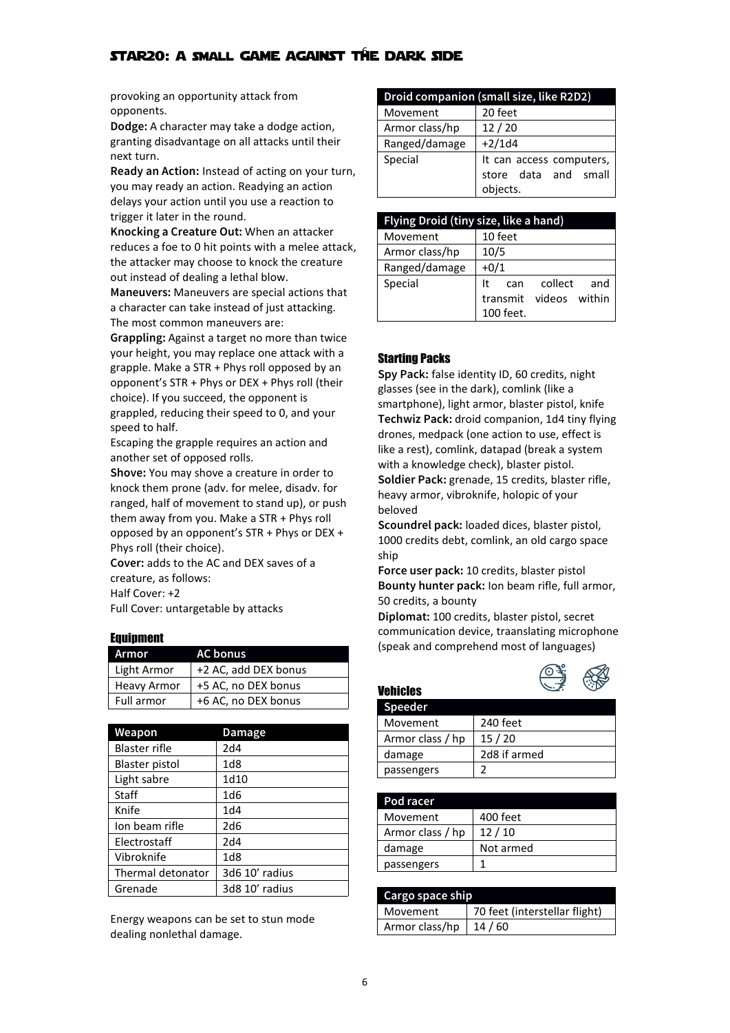provoking an opportunity attack from opponents.

**Dodge:** A character may take a dodge action, granting disadvantage on all attacks until their next turn.

**Ready an Action:** Instead of acting on your turn, you may ready an action. Readying an action delays your action until you use a reaction to trigger it later in the round.

**Knocking a Creature Out:** When an attacker reduces a foe to 0 hit points with a melee attack, the attacker may choose to knock the creature out instead of dealing a lethal blow.

**Maneuvers:** Maneuvers are special actions that a character can take instead of just attacking. The most common maneuvers are:

**Grappling:** Against a target no more than twice your height, you may replace one attack with a grapple. Make a STR + Phys roll opposed by an opponent's STR + Phys or DEX + Phys roll (their choice). If you succeed, the opponent is grappled, reducing their speed to 0, and your speed to half.

Escaping the grapple requires an action and another set of opposed rolls.

**Shove:** You may shove a creature in order to knock them prone (adv. for melee, disadv. for ranged, half of movement to stand up), or push them away from you. Make a STR + Phys roll opposed by an opponent's STR + Phys or DEX + Phys roll (their choice).

**Cover:** adds to the AC and DEX saves of a creature, as follows:

Half Cover: +2

Full Cover: untargetable by attacks

### Equipment

| Armor | AC bonus |
| --- | --- |
| Light Armor | +2 AC, add DEX bonus |
| Heavy Armor | +5 AC, no DEX bonus |
| Full armor | +6 AC, no DEX bonus |

| Weapon | Damage |
| --- | --- |
| Blaster rifle | 2d4 |
| Blaster pistol | 1d8 |
| Light sabre | 1d10 |
| Staff | 1d6 |
| Knife | 1d4 |
| Ion beam rifle | 2d6 |
| Electrostaff | 2d4 |
| Vibroknife | 1d8 |
| Thermal detonator | 3d6 10' radius |
| Grenade | 3d8 10' radius |

Energy weapons can be set to stun mode dealing nonlethal damage.

| Droid companion (small size, like R2D2) | |
| --- | --- |
| Movement | 20 feet |
| Armor class/hp | 12 / 20 |
| Ranged/damage | +2/1d4 |
| Special | It can access computers, store data and small objects. |

| Flying Droid (tiny size, like a hand) | |
| --- | --- |
| Movement | 10 feet |
| Armor class/hp | 10/5 |
| Ranged/damage | +0/1 |
| Special | It can collect and transmit videos within 100 feet. |

### Starting Packs

**Spy Pack:** false identity ID, 60 credits, night glasses (see in the dark), comlink (like a smartphone), light armor, blaster pistol, knife

**Techwiz Pack:** droid companion, 1d4 tiny flying drones, medpack (one action to use, effect is like a rest), comlink, datapad (break a system with a knowledge check), blaster pistol.

**Soldier Pack:** grenade, 15 credits, blaster rifle, heavy armor, vibroknife, holopic of your beloved

**Scoundrel pack:** loaded dices, blaster pistol, 1000 credits debt, comlink, an old cargo space ship

**Force user pack:** 10 credits, blaster pistol

**Bounty hunter pack:** Ion beam rifle, full armor, 50 credits, a bounty

**Diplomat:** 100 credits, blaster pistol, secret communication device, traanslating microphone (speak and comprehend most of languages)

### Vehicles

| Speeder | |
| --- | --- |
| Movement | 240 feet |
| Armor class / hp | 15 / 20 |
| damage | 2d8 if armed |
| passengers | 2 |

| Pod racer | |
| --- | --- |
| Movement | 400 feet |
| Armor class / hp | 12 / 10 |
| damage | Not armed |
| passengers | 1 |

| Cargo space ship | |
| --- | --- |
| Movement | 70 feet (interstellar flight) |
| Armor class/hp | 14 / 60 |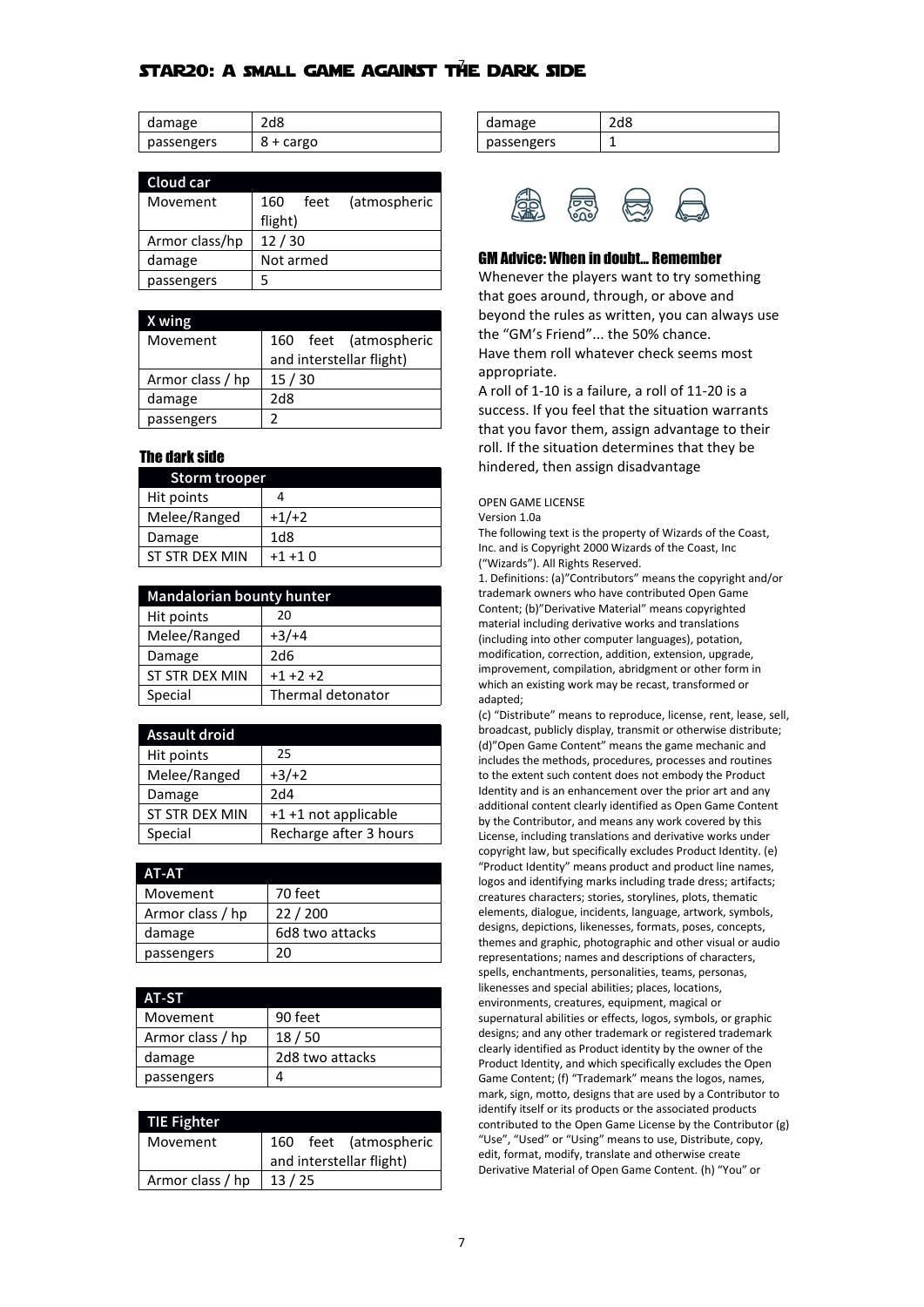| damage | 2d8 |
| --- | --- |
| passengers | 8 + cargo |

| Cloud car | |
| --- | --- |
| Movement | 160 feet (atmospheric flight) |
| Armor class/hp | 12 / 30 |
| damage | Not armed |
| passengers | 5 |

| X wing | |
| --- | --- |
| Movement | 160 feet (atmospheric and interstellar flight) |
| Armor class / hp | 15 / 30 |
| damage | 2d8 |
| passengers | 2 |

## The dark side

| Storm trooper | |
| --- | --- |
| Hit points | 4 |
| Melee/Ranged | +1/+2 |
| Damage | 1d8 |
| ST STR DEX MIN | +1 +1 0 |

| Mandalorian bounty hunter | |
| --- | --- |
| Hit points | 20 |
| Melee/Ranged | +3/+4 |
| Damage | 2d6 |
| ST STR DEX MIN | +1 +2 +2 |
| Special | Thermal detonator |

| Assault droid | |
| --- | --- |
| Hit points | 25 |
| Melee/Ranged | +3/+2 |
| Damage | 2d4 |
| ST STR DEX MIN | +1 +1 not applicable |
| Special | Recharge after 3 hours |

| AT-AT | |
| --- | --- |
| Movement | 70 feet |
| Armor class / hp | 22 / 200 |
| damage | 6d8 two attacks |
| passengers | 20 |

| AT-ST | |
| --- | --- |
| Movement | 90 feet |
| Armor class / hp | 18 / 50 |
| damage | 2d8 two attacks |
| passengers | 4 |

| TIE Fighter | |
| --- | --- |
| Movement | 160 feet (atmospheric and interstellar flight) |
| Armor class / hp | 13 / 25 |
| damage | 2d8 |
| passengers | 1 |

## GM Advice: When in doubt... Remember

Whenever the players want to try something that goes around, through, or above and beyond the rules as written, you can always use the "GM's Friend"... the 50% chance.

Have them roll whatever check seems most appropriate.

A roll of 1-10 is a failure, a roll of 11-20 is a success. If you feel that the situation warrants that you favor them, assign advantage to their roll. If the situation determines that they be hindered, then assign disadvantage

OPEN GAME LICENSE

Version 1.0a

The following text is the property of Wizards of the Coast, Inc. and is Copyright 2000 Wizards of the Coast, Inc ("Wizards"). All Rights Reserved.

1. Definitions: (a)"Contributors" means the copyright and/or trademark owners who have contributed Open Game Content; (b)"Derivative Material" means copyrighted material including derivative works and translations (including into other computer languages), potation, modification, correction, addition, extension, upgrade, improvement, compilation, abridgment or other form in which an existing work may be recast, transformed or adapted;

(c) "Distribute" means to reproduce, license, rent, lease, sell, broadcast, publicly display, transmit or otherwise distribute; (d)"Open Game Content" means the game mechanic and includes the methods, procedures, processes and routines to the extent such content does not embody the Product Identity and is an enhancement over the prior art and any additional content clearly identified as Open Game Content by the Contributor, and means any work covered by this License, including translations and derivative works under copyright law, but specifically excludes Product Identity. (e) "Product Identity" means product and product line names, logos and identifying marks including trade dress; artifacts; creatures characters; stories, storylines, plots, thematic elements, dialogue, incidents, language, artwork, symbols, designs, depictions, likenesses, formats, poses, concepts, themes and graphic, photographic and other visual or audio representations; names and descriptions of characters, spells, enchantments, personalities, teams, personas, likenesses and special abilities; places, locations, environments, creatures, equipment, magical or supernatural abilities or effects, logos, symbols, or graphic designs; and any other trademark or registered trademark clearly identified as Product identity by the owner of the Product Identity, and which specifically excludes the Open Game Content; (f) "Trademark" means the logos, names, mark, sign, motto, designs that are used by a Contributor to identify itself or its products or the associated products contributed to the Open Game License by the Contributor (g) "Use", "Used" or "Using" means to use, Distribute, copy, edit, format, modify, translate and otherwise create Derivative Material of Open Game Content. (h) "You" or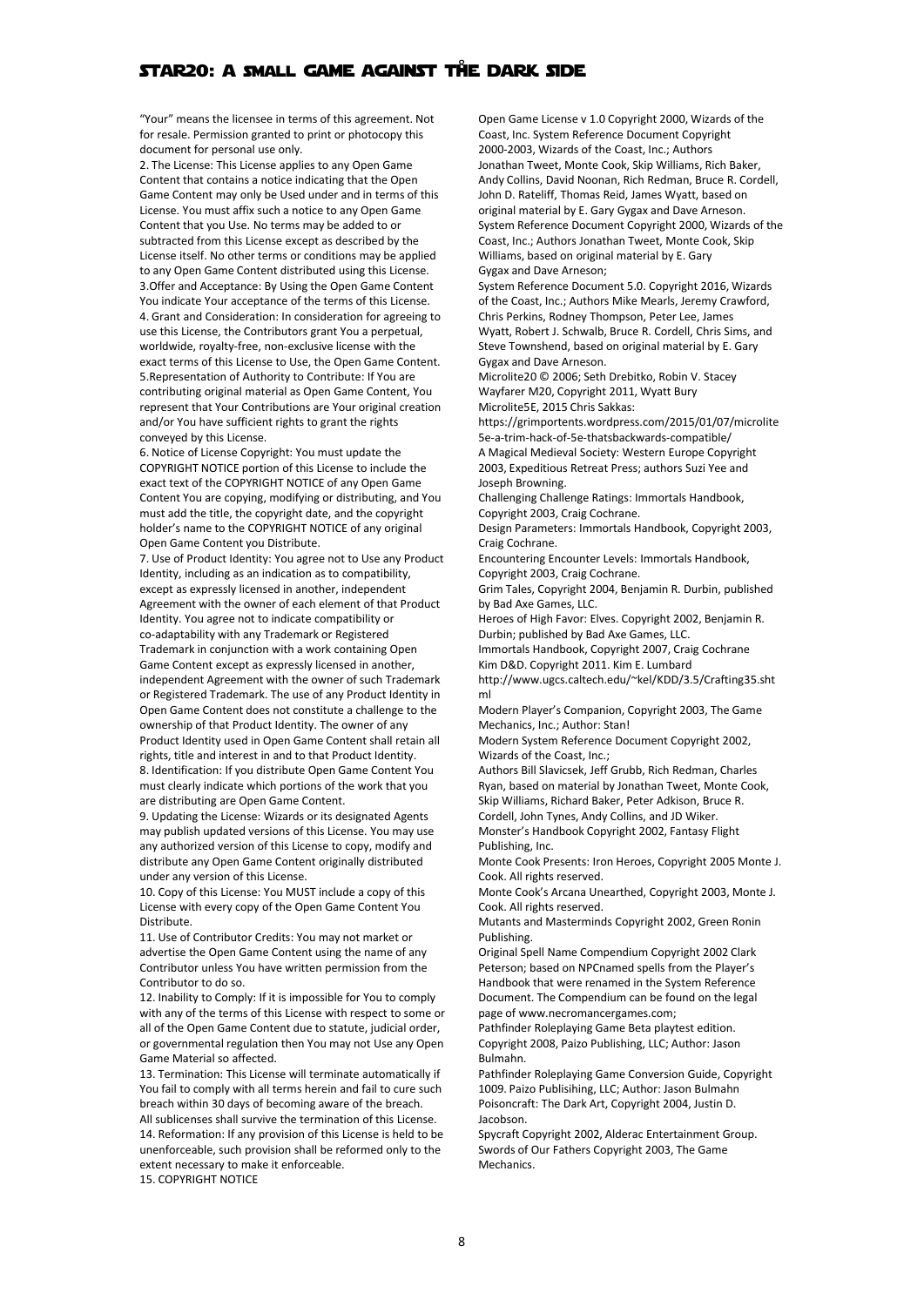"Your" means the licensee in terms of this agreement. Not for resale. Permission granted to print or photocopy this document for personal use only.

2. The License: This License applies to any Open Game Content that contains a notice indicating that the Open Game Content may only be Used under and in terms of this License. You must affix such a notice to any Open Game Content that you Use. No terms may be added to or subtracted from this License except as described by the License itself. No other terms or conditions may be applied to any Open Game Content distributed using this License.

3.Offer and Acceptance: By Using the Open Game Content You indicate Your acceptance of the terms of this License.

4. Grant and Consideration: In consideration for agreeing to use this License, the Contributors grant You a perpetual, worldwide, royalty-free, non-exclusive license with the exact terms of this License to Use, the Open Game Content.

5.Representation of Authority to Contribute: If You are contributing original material as Open Game Content, You represent that Your Contributions are Your original creation and/or You have sufficient rights to grant the rights conveyed by this License.

6. Notice of License Copyright: You must update the COPYRIGHT NOTICE portion of this License to include the exact text of the COPYRIGHT NOTICE of any Open Game Content You are copying, modifying or distributing, and You must add the title, the copyright date, and the copyright holder's name to the COPYRIGHT NOTICE of any original Open Game Content you Distribute.

7. Use of Product Identity: You agree not to Use any Product Identity, including as an indication as to compatibility, except as expressly licensed in another, independent Agreement with the owner of each element of that Product Identity. You agree not to indicate compatibility or co-adaptability with any Trademark or Registered Trademark in conjunction with a work containing Open Game Content except as expressly licensed in another, independent Agreement with the owner of such Trademark or Registered Trademark. The use of any Product Identity in Open Game Content does not constitute a challenge to the ownership of that Product Identity. The owner of any Product Identity used in Open Game Content shall retain all rights, title and interest in and to that Product Identity.

8. Identification: If you distribute Open Game Content You must clearly indicate which portions of the work that you are distributing are Open Game Content.

9. Updating the License: Wizards or its designated Agents may publish updated versions of this License. You may use any authorized version of this License to copy, modify and distribute any Open Game Content originally distributed under any version of this License.

10. Copy of this License: You MUST include a copy of this License with every copy of the Open Game Content You Distribute.

11. Use of Contributor Credits: You may not market or advertise the Open Game Content using the name of any Contributor unless You have written permission from the Contributor to do so.

12. Inability to Comply: If it is impossible for You to comply with any of the terms of this License with respect to some or all of the Open Game Content due to statute, judicial order, or governmental regulation then You may not Use any Open Game Material so affected.

13. Termination: This License will terminate automatically if You fail to comply with all terms herein and fail to cure such breach within 30 days of becoming aware of the breach. All sublicenses shall survive the termination of this License.

14. Reformation: If any provision of this License is held to be unenforceable, such provision shall be reformed only to the extent necessary to make it enforceable.

15. COPYRIGHT NOTICE

Open Game License v 1.0 Copyright 2000, Wizards of the Coast, Inc. System Reference Document Copyright 2000-2003, Wizards of the Coast, Inc.; Authors Jonathan Tweet, Monte Cook, Skip Williams, Rich Baker, Andy Collins, David Noonan, Rich Redman, Bruce R. Cordell, John D. Rateliff, Thomas Reid, James Wyatt, based on original material by E. Gary Gygax and Dave Arneson.

System Reference Document Copyright 2000, Wizards of the Coast, Inc.; Authors Jonathan Tweet, Monte Cook, Skip Williams, based on original material by E. Gary Gygax and Dave Arneson;

System Reference Document 5.0. Copyright 2016, Wizards of the Coast, Inc.; Authors Mike Mearls, Jeremy Crawford, Chris Perkins, Rodney Thompson, Peter Lee, James Wyatt, Robert J. Schwalb, Bruce R. Cordell, Chris Sims, and Steve Townshend, based on original material by E. Gary Gygax and Dave Arneson.

Microlite20 © 2006; Seth Drebitko, Robin V. Stacey

Wayfarer M20, Copyright 2011, Wyatt Bury

Microlite5E, 2015 Chris Sakkas: https://grimportents.wordpress.com/2015/01/07/microlite5e-a-trim-hack-of-5e-thatsbackwards-compatible/

A Magical Medieval Society: Western Europe Copyright 2003, Expeditious Retreat Press; authors Suzi Yee and Joseph Browning.

Challenging Challenge Ratings: Immortals Handbook, Copyright 2003, Craig Cochrane.

Design Parameters: Immortals Handbook, Copyright 2003, Craig Cochrane.

Encountering Encounter Levels: Immortals Handbook, Copyright 2003, Craig Cochrane.

Grim Tales, Copyright 2004, Benjamin R. Durbin, published by Bad Axe Games, LLC.

Heroes of High Favor: Elves. Copyright 2002, Benjamin R. Durbin; published by Bad Axe Games, LLC.

Immortals Handbook, Copyright 2007, Craig Cochrane

Kim D&D. Copyright 2011. Kim E. Lumbard http://www.ugcs.caltech.edu/~kel/KDD/3.5/Crafting35.shtml

Modern Player's Companion, Copyright 2003, The Game Mechanics, Inc.; Author: Stan!

Modern System Reference Document Copyright 2002, Wizards of the Coast, Inc.; Authors Bill Slavicsek, Jeff Grubb, Rich Redman, Charles Ryan, based on material by Jonathan Tweet, Monte Cook, Skip Williams, Richard Baker, Peter Adkison, Bruce R. Cordell, John Tynes, Andy Collins, and JD Wiker.

Monster's Handbook Copyright 2002, Fantasy Flight Publishing, Inc.

Monte Cook Presents: Iron Heroes, Copyright 2005 Monte J. Cook. All rights reserved.

Monte Cook's Arcana Unearthed, Copyright 2003, Monte J. Cook. All rights reserved.

Mutants and Masterminds Copyright 2002, Green Ronin Publishing.

Original Spell Name Compendium Copyright 2002 Clark Peterson; based on NPCnamed spells from the Player's Handbook that were renamed in the System Reference Document. The Compendium can be found on the legal page of www.necromancergames.com;

Pathfinder Roleplaying Game Beta playtest edition. Copyright 2008, Paizo Publishing, LLC; Author: Jason Bulmahn.

Pathfinder Roleplaying Game Conversion Guide, Copyright 1009. Paizo Publisihing, LLC; Author: Jason Bulmahn

Poisoncraft: The Dark Art, Copyright 2004, Justin D. Jacobson.

Spycraft Copyright 2002, Alderac Entertainment Group.

Swords of Our Fathers Copyright 2003, The Game Mechanics.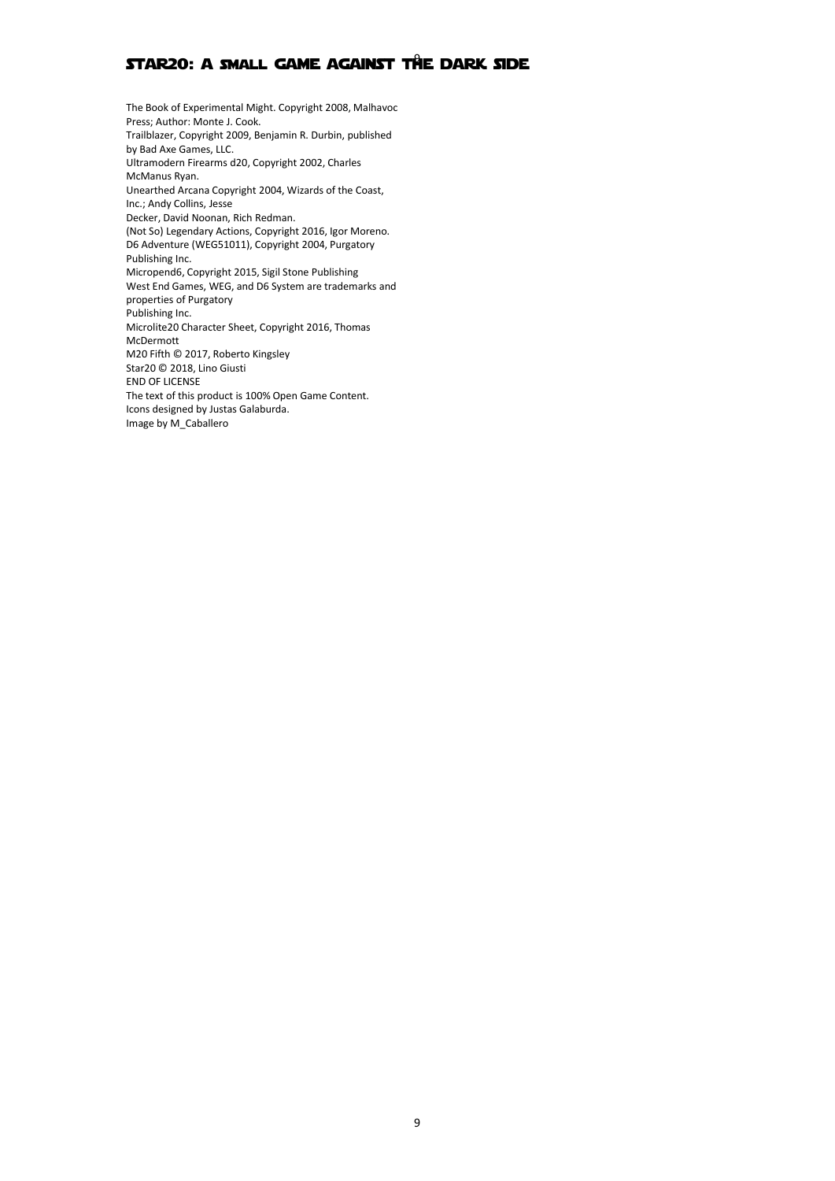The Book of Experimental Might. Copyright 2008, Malhavoc Press; Author: Monte J. Cook.
Trailblazer, Copyright 2009, Benjamin R. Durbin, published by Bad Axe Games, LLC.
Ultramodern Firearms d20, Copyright 2002, Charles McManus Ryan.
Unearthed Arcana Copyright 2004, Wizards of the Coast, Inc.; Andy Collins, Jesse Decker, David Noonan, Rich Redman.
(Not So) Legendary Actions, Copyright 2016, Igor Moreno.
D6 Adventure (WEG51011), Copyright 2004, Purgatory Publishing Inc.
Micropend6, Copyright 2015, Sigil Stone Publishing
West End Games, WEG, and D6 System are trademarks and properties of Purgatory Publishing Inc.
Microlite20 Character Sheet, Copyright 2016, Thomas McDermott
M20 Fifth © 2017, Roberto Kingsley
Star20 © 2018, Lino Giusti
END OF LICENSE
The text of this product is 100% Open Game Content.
Icons designed by Justas Galaburda.
Image by M_Caballero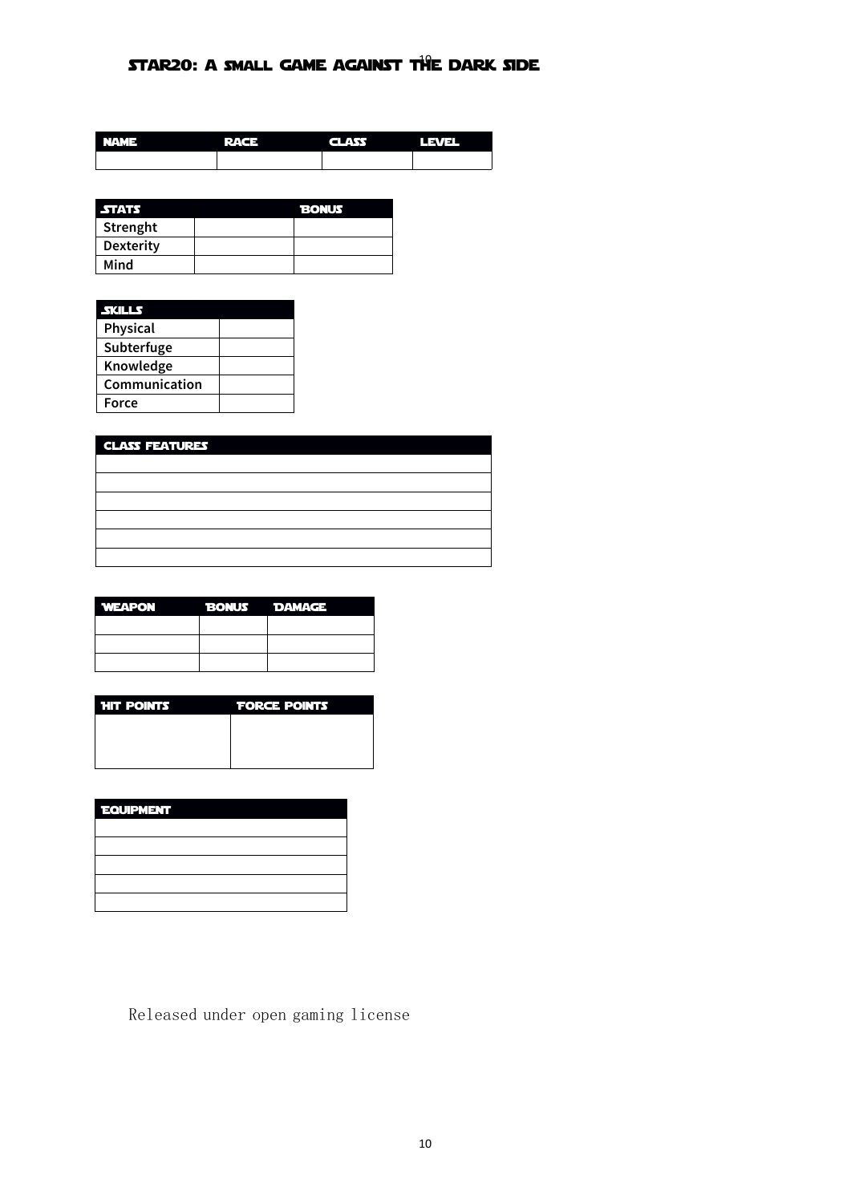# STAR20: A SMALL GAME AGAINST THE DARK SIDE

| NAME | RACE | CLASS | LEVEL |
|---|---|---|---|
| | | | |

| STATS | | BONUS |
|---|---|---|
| Strenght | | |
| Dexterity | | |
| Mind | | |

| SKILLS | |
|---|---|
| Physical | |
| Subterfuge | |
| Knowledge | |
| Communication | |
| Force | |

| CLASS FEATURES |
|---|
| |
| |
| |
| |
| |
| |

| WEAPON | BONUS | DAMAGE |
|---|---|---|
| | | |
| | | |
| | | |

| HIT POINTS | FORCE POINTS |
|---|---|
| | |

| EQUIPMENT |
|---|
| |
| |
| |
| |
| |

Released under open gaming license